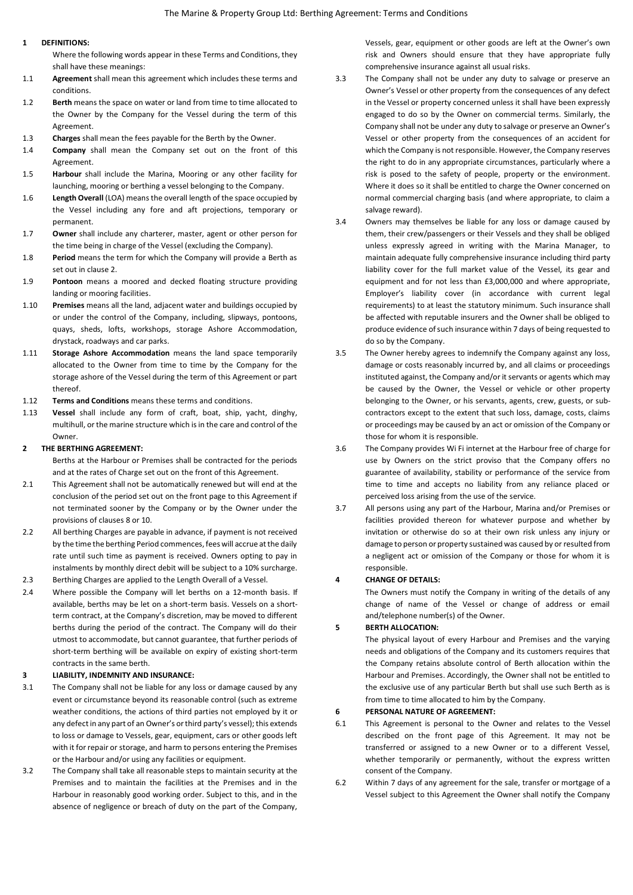# The Marine & Property Group Ltd: Berthing Agreement: Terms and Conditions

## 1 DEFINITIONS:

Where the following words appear in these Terms and Conditions, they shall have these meanings:

1.1 **Agreement** shall mean this agreement which includes these terms and conditions.

1.2 **Berth** means the space on water or land from time to time allocated to the Owner by the Company for the Vessel during the term of this Agreement.

1.3 **Charges** shall mean the fees payable for the Berth by the Owner.

1.4 **Company** shall mean the Company set out on the front of this Agreement.

1.5 **Harbour** shall include the Marina, Mooring or any other facility for launching, mooring or berthing a vessel belonging to the Company.

1.6 **Length Overall** (LOA) means the overall length of the space occupied by the Vessel including any fore and aft projections, temporary or permanent.

1.7 **Owner** shall include any charterer, master, agent or other person for the time being in charge of the Vessel (excluding the Company).

1.8 **Period** means the term for which the Company will provide a Berth as set out in clause 2.

1.9 **Pontoon** means a moored and decked floating structure providing landing or mooring facilities.

1.10 **Premises** means all the land, adjacent water and buildings occupied by or under the control of the Company, including, slipways, pontoons, quays, sheds, lofts, workshops, storage Ashore Accommodation, drystack, roadways and car parks.

1.11 **Storage Ashore Accommodation** means the land space temporarily allocated to the Owner from time to time by the Company for the storage ashore of the Vessel during the term of this Agreement or part thereof.

1.12 **Terms and Conditions** means these terms and conditions.

1.13 **Vessel** shall include any form of craft, boat, ship, yacht, dinghy, multihull, or the marine structure which is in the care and control of the Owner.

## 2 THE BERTHING AGREEMENT:

Berths at the Harbour or Premises shall be contracted for the periods and at the rates of Charge set out on the front of this Agreement.

2.1 This Agreement shall not be automatically renewed but will end at the conclusion of the period set out on the front page to this Agreement if not terminated sooner by the Company or by the Owner under the provisions of clauses 8 or 10.

2.2 All berthing Charges are payable in advance, if payment is not received by the time the berthing Period commences, fees will accrue at the daily rate until such time as payment is received. Owners opting to pay in instalments by monthly direct debit will be subject to a 10% surcharge.

2.3 Berthing Charges are applied to the Length Overall of a Vessel.

2.4 Where possible the Company will let berths on a 12-month basis. If available, berths may be let on a short-term basis. Vessels on a short-term contract, at the Company's discretion, may be moved to different berths during the period of the contract. The Company will do their utmost to accommodate, but cannot guarantee, that further periods of short-term berthing will be available on expiry of existing short-term contracts in the same berth.

## 3 LIABILITY, INDEMNITY AND INSURANCE:

3.1 The Company shall not be liable for any loss or damage caused by any event or circumstance beyond its reasonable control (such as extreme weather conditions, the actions of third parties not employed by it or any defect in any part of an Owner's or third party's vessel); this extends to loss or damage to Vessels, gear, equipment, cars or other goods left with it for repair or storage, and harm to persons entering the Premises or the Harbour and/or using any facilities or equipment.

3.2 The Company shall take all reasonable steps to maintain security at the Premises and to maintain the facilities at the Premises and in the Harbour in reasonably good working order. Subject to this, and in the absence of negligence or breach of duty on the part of the Company, Vessels, gear, equipment or other goods are left at the Owner's own risk and Owners should ensure that they have appropriate fully comprehensive insurance against all usual risks.

3.3 The Company shall not be under any duty to salvage or preserve an Owner's Vessel or other property from the consequences of any defect in the Vessel or property concerned unless it shall have been expressly engaged to do so by the Owner on commercial terms. Similarly, the Company shall not be under any duty to salvage or preserve an Owner's Vessel or other property from the consequences of an accident for which the Company is not responsible. However, the Company reserves the right to do in any appropriate circumstances, particularly where a risk is posed to the safety of people, property or the environment. Where it does so it shall be entitled to charge the Owner concerned on normal commercial charging basis (and where appropriate, to claim a salvage reward).

3.4 Owners may themselves be liable for any loss or damage caused by them, their crew/passengers or their Vessels and they shall be obliged unless expressly agreed in writing with the Marina Manager, to maintain adequate fully comprehensive insurance including third party liability cover for the full market value of the Vessel, its gear and equipment and for not less than £3,000,000 and where appropriate, Employer's liability cover (in accordance with current legal requirements) to at least the statutory minimum. Such insurance shall be affected with reputable insurers and the Owner shall be obliged to produce evidence of such insurance within 7 days of being requested to do so by the Company.

3.5 The Owner hereby agrees to indemnify the Company against any loss, damage or costs reasonably incurred by, and all claims or proceedings instituted against, the Company and/or it servants or agents which may be caused by the Owner, the Vessel or vehicle or other property belonging to the Owner, or his servants, agents, crew, guests, or sub-contractors except to the extent that such loss, damage, costs, claims or proceedings may be caused by an act or omission of the Company or those for whom it is responsible.

3.6 The Company provides Wi Fi internet at the Harbour free of charge for use by Owners on the strict proviso that the Company offers no guarantee of availability, stability or performance of the service from time to time and accepts no liability from any reliance placed or perceived loss arising from the use of the service.

3.7 All persons using any part of the Harbour, Marina and/or Premises or facilities provided thereon for whatever purpose and whether by invitation or otherwise do so at their own risk unless any injury or damage to person or property sustained was caused by or resulted from a negligent act or omission of the Company or those for whom it is responsible.

## 4 CHANGE OF DETAILS:

The Owners must notify the Company in writing of the details of any change of name of the Vessel or change of address or email and/telephone number(s) of the Owner.

## 5 BERTH ALLOCATION:

The physical layout of every Harbour and Premises and the varying needs and obligations of the Company and its customers requires that the Company retains absolute control of Berth allocation within the Harbour and Premises. Accordingly, the Owner shall not be entitled to the exclusive use of any particular Berth but shall use such Berth as is from time to time allocated to him by the Company.

## 6 PERSONAL NATURE OF AGREEMENT:

6.1 This Agreement is personal to the Owner and relates to the Vessel described on the front page of this Agreement. It may not be transferred or assigned to a new Owner or to a different Vessel, whether temporarily or permanently, without the express written consent of the Company.

6.2 Within 7 days of any agreement for the sale, transfer or mortgage of a Vessel subject to this Agreement the Owner shall notify the Company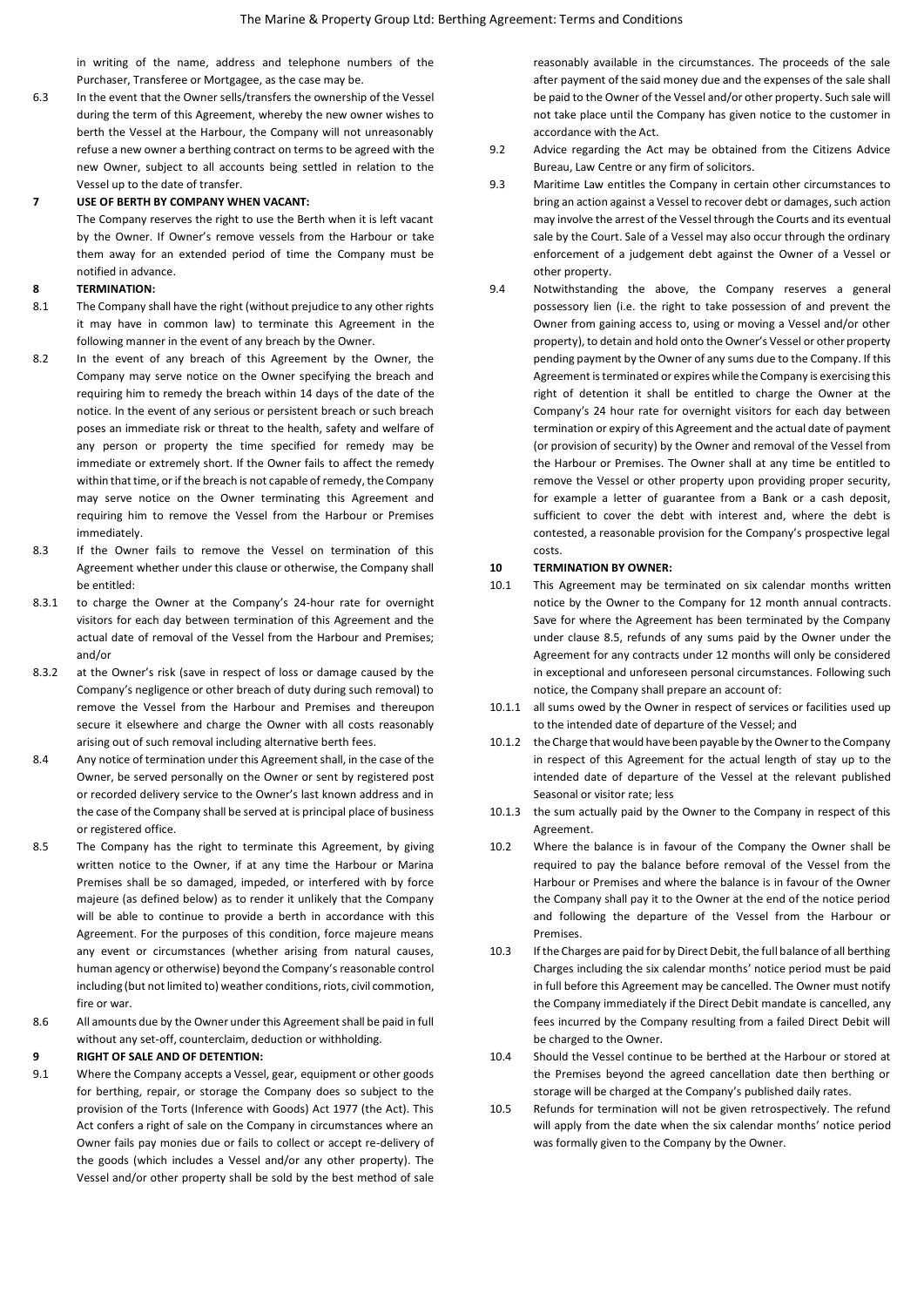in writing of the name, address and telephone numbers of the Purchaser, Transferee or Mortgagee, as the case may be.

6.3 In the event that the Owner sells/transfers the ownership of the Vessel during the term of this Agreement, whereby the new owner wishes to berth the Vessel at the Harbour, the Company will not unreasonably refuse a new owner a berthing contract on terms to be agreed with the new Owner, subject to all accounts being settled in relation to the Vessel up to the date of transfer.

**7 USE OF BERTH BY COMPANY WHEN VACANT:**

The Company reserves the right to use the Berth when it is left vacant by the Owner. If Owner's remove vessels from the Harbour or take them away for an extended period of time the Company must be notified in advance.

**8 TERMINATION:**

8.1 The Company shall have the right (without prejudice to any other rights it may have in common law) to terminate this Agreement in the following manner in the event of any breach by the Owner.

8.2 In the event of any breach of this Agreement by the Owner, the Company may serve notice on the Owner specifying the breach and requiring him to remedy the breach within 14 days of the date of the notice. In the event of any serious or persistent breach or such breach poses an immediate risk or threat to the health, safety and welfare of any person or property the time specified for remedy may be immediate or extremely short. If the Owner fails to affect the remedy within that time, or if the breach is not capable of remedy, the Company may serve notice on the Owner terminating this Agreement and requiring him to remove the Vessel from the Harbour or Premises immediately.

8.3 If the Owner fails to remove the Vessel on termination of this Agreement whether under this clause or otherwise, the Company shall be entitled:

8.3.1 to charge the Owner at the Company's 24-hour rate for overnight visitors for each day between termination of this Agreement and the actual date of removal of the Vessel from the Harbour and Premises; and/or

8.3.2 at the Owner's risk (save in respect of loss or damage caused by the Company's negligence or other breach of duty during such removal) to remove the Vessel from the Harbour and Premises and thereupon secure it elsewhere and charge the Owner with all costs reasonably arising out of such removal including alternative berth fees.

8.4 Any notice of termination under this Agreement shall, in the case of the Owner, be served personally on the Owner or sent by registered post or recorded delivery service to the Owner's last known address and in the case of the Company shall be served at is principal place of business or registered office.

8.5 The Company has the right to terminate this Agreement, by giving written notice to the Owner, if at any time the Harbour or Marina Premises shall be so damaged, impeded, or interfered with by force majeure (as defined below) as to render it unlikely that the Company will be able to continue to provide a berth in accordance with this Agreement. For the purposes of this condition, force majeure means any event or circumstances (whether arising from natural causes, human agency or otherwise) beyond the Company's reasonable control including (but not limited to) weather conditions, riots, civil commotion, fire or war.

8.6 All amounts due by the Owner under this Agreement shall be paid in full without any set-off, counterclaim, deduction or withholding.

**9 RIGHT OF SALE AND OF DETENTION:**

9.1 Where the Company accepts a Vessel, gear, equipment or other goods for berthing, repair, or storage the Company does so subject to the provision of the Torts (Inference with Goods) Act 1977 (the Act). This Act confers a right of sale on the Company in circumstances where an Owner fails pay monies due or fails to collect or accept re-delivery of the goods (which includes a Vessel and/or any other property). The Vessel and/or other property shall be sold by the best method of sale reasonably available in the circumstances. The proceeds of the sale after payment of the said money due and the expenses of the sale shall be paid to the Owner of the Vessel and/or other property. Such sale will not take place until the Company has given notice to the customer in accordance with the Act.

9.2 Advice regarding the Act may be obtained from the Citizens Advice Bureau, Law Centre or any firm of solicitors.

9.3 Maritime Law entitles the Company in certain other circumstances to bring an action against a Vessel to recover debt or damages, such action may involve the arrest of the Vessel through the Courts and its eventual sale by the Court. Sale of a Vessel may also occur through the ordinary enforcement of a judgement debt against the Owner of a Vessel or other property.

9.4 Notwithstanding the above, the Company reserves a general possessory lien (i.e. the right to take possession of and prevent the Owner from gaining access to, using or moving a Vessel and/or other property), to detain and hold onto the Owner's Vessel or other property pending payment by the Owner of any sums due to the Company. If this Agreement is terminated or expires while the Company is exercising this right of detention it shall be entitled to charge the Owner at the Company's 24 hour rate for overnight visitors for each day between termination or expiry of this Agreement and the actual date of payment (or provision of security) by the Owner and removal of the Vessel from the Harbour or Premises. The Owner shall at any time be entitled to remove the Vessel or other property upon providing proper security, for example a letter of guarantee from a Bank or a cash deposit, sufficient to cover the debt with interest and, where the debt is contested, a reasonable provision for the Company's prospective legal costs.

**10 TERMINATION BY OWNER:**

10.1 This Agreement may be terminated on six calendar months written notice by the Owner to the Company for 12 month annual contracts. Save for where the Agreement has been terminated by the Company under clause 8.5, refunds of any sums paid by the Owner under the Agreement for any contracts under 12 months will only be considered in exceptional and unforeseen personal circumstances. Following such notice, the Company shall prepare an account of:

10.1.1 all sums owed by the Owner in respect of services or facilities used up to the intended date of departure of the Vessel; and

10.1.2 the Charge that would have been payable by the Owner to the Company in respect of this Agreement for the actual length of stay up to the intended date of departure of the Vessel at the relevant published Seasonal or visitor rate; less

10.1.3 the sum actually paid by the Owner to the Company in respect of this Agreement.

10.2 Where the balance is in favour of the Company the Owner shall be required to pay the balance before removal of the Vessel from the Harbour or Premises and where the balance is in favour of the Owner the Company shall pay it to the Owner at the end of the notice period and following the departure of the Vessel from the Harbour or Premises.

10.3 If the Charges are paid for by Direct Debit, the full balance of all berthing Charges including the six calendar months' notice period must be paid in full before this Agreement may be cancelled. The Owner must notify the Company immediately if the Direct Debit mandate is cancelled, any fees incurred by the Company resulting from a failed Direct Debit will be charged to the Owner.

10.4 Should the Vessel continue to be berthed at the Harbour or stored at the Premises beyond the agreed cancellation date then berthing or storage will be charged at the Company's published daily rates.

10.5 Refunds for termination will not be given retrospectively. The refund will apply from the date when the six calendar months' notice period was formally given to the Company by the Owner.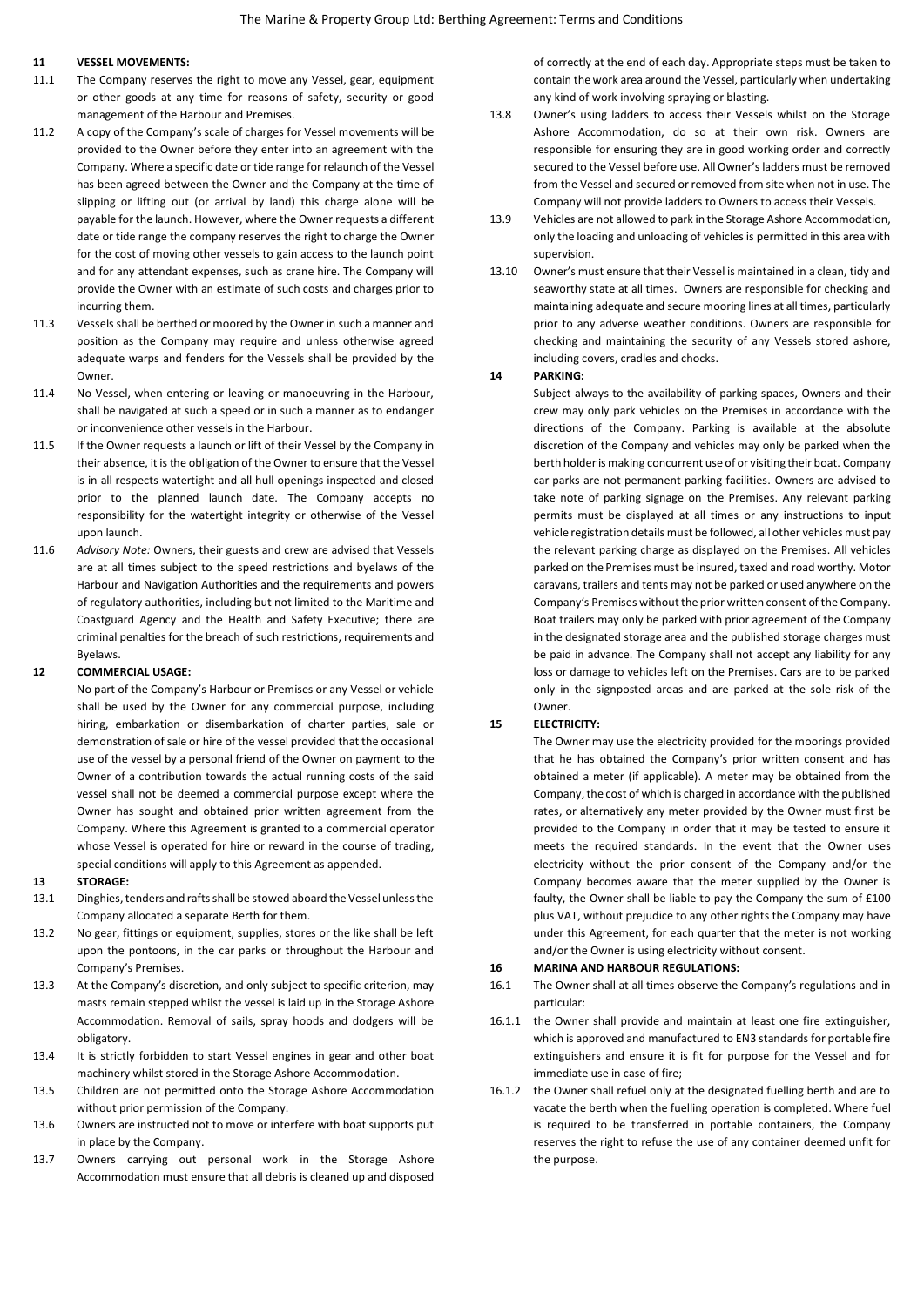## 11 VESSEL MOVEMENTS:

11.1 The Company reserves the right to move any Vessel, gear, equipment or other goods at any time for reasons of safety, security or good management of the Harbour and Premises.

11.2 A copy of the Company's scale of charges for Vessel movements will be provided to the Owner before they enter into an agreement with the Company. Where a specific date or tide range for relaunch of the Vessel has been agreed between the Owner and the Company at the time of slipping or lifting out (or arrival by land) this charge alone will be payable for the launch. However, where the Owner requests a different date or tide range the company reserves the right to charge the Owner for the cost of moving other vessels to gain access to the launch point and for any attendant expenses, such as crane hire. The Company will provide the Owner with an estimate of such costs and charges prior to incurring them.

11.3 Vessels shall be berthed or moored by the Owner in such a manner and position as the Company may require and unless otherwise agreed adequate warps and fenders for the Vessels shall be provided by the Owner.

11.4 No Vessel, when entering or leaving or manoeuvring in the Harbour, shall be navigated at such a speed or in such a manner as to endanger or inconvenience other vessels in the Harbour.

11.5 If the Owner requests a launch or lift of their Vessel by the Company in their absence, it is the obligation of the Owner to ensure that the Vessel is in all respects watertight and all hull openings inspected and closed prior to the planned launch date. The Company accepts no responsibility for the watertight integrity or otherwise of the Vessel upon launch.

11.6 *Advisory Note:* Owners, their guests and crew are advised that Vessels are at all times subject to the speed restrictions and byelaws of the Harbour and Navigation Authorities and the requirements and powers of regulatory authorities, including but not limited to the Maritime and Coastguard Agency and the Health and Safety Executive; there are criminal penalties for the breach of such restrictions, requirements and Byelaws.

## 12 COMMERCIAL USAGE:

No part of the Company's Harbour or Premises or any Vessel or vehicle shall be used by the Owner for any commercial purpose, including hiring, embarkation or disembarkation of charter parties, sale or demonstration of sale or hire of the vessel provided that the occasional use of the vessel by a personal friend of the Owner on payment to the Owner of a contribution towards the actual running costs of the said vessel shall not be deemed a commercial purpose except where the Owner has sought and obtained prior written agreement from the Company. Where this Agreement is granted to a commercial operator whose Vessel is operated for hire or reward in the course of trading, special conditions will apply to this Agreement as appended.

## 13 STORAGE:

13.1 Dinghies, tenders and rafts shall be stowed aboard the Vessel unless the Company allocated a separate Berth for them.

13.2 No gear, fittings or equipment, supplies, stores or the like shall be left upon the pontoons, in the car parks or throughout the Harbour and Company's Premises.

13.3 At the Company's discretion, and only subject to specific criterion, may masts remain stepped whilst the vessel is laid up in the Storage Ashore Accommodation. Removal of sails, spray hoods and dodgers will be obligatory.

13.4 It is strictly forbidden to start Vessel engines in gear and other boat machinery whilst stored in the Storage Ashore Accommodation.

13.5 Children are not permitted onto the Storage Ashore Accommodation without prior permission of the Company.

13.6 Owners are instructed not to move or interfere with boat supports put in place by the Company.

13.7 Owners carrying out personal work in the Storage Ashore Accommodation must ensure that all debris is cleaned up and disposed of correctly at the end of each day. Appropriate steps must be taken to contain the work area around the Vessel, particularly when undertaking any kind of work involving spraying or blasting.

13.8 Owner's using ladders to access their Vessels whilst on the Storage Ashore Accommodation, do so at their own risk. Owners are responsible for ensuring they are in good working order and correctly secured to the Vessel before use. All Owner's ladders must be removed from the Vessel and secured or removed from site when not in use. The Company will not provide ladders to Owners to access their Vessels.

13.9 Vehicles are not allowed to park in the Storage Ashore Accommodation, only the loading and unloading of vehicles is permitted in this area with supervision.

13.10 Owner's must ensure that their Vessel is maintained in a clean, tidy and seaworthy state at all times. Owners are responsible for checking and maintaining adequate and secure mooring lines at all times, particularly prior to any adverse weather conditions. Owners are responsible for checking and maintaining the security of any Vessels stored ashore, including covers, cradles and chocks.

## 14 PARKING:

Subject always to the availability of parking spaces, Owners and their crew may only park vehicles on the Premises in accordance with the directions of the Company. Parking is available at the absolute discretion of the Company and vehicles may only be parked when the berth holder is making concurrent use of or visiting their boat. Company car parks are not permanent parking facilities. Owners are advised to take note of parking signage on the Premises. Any relevant parking permits must be displayed at all times or any instructions to input vehicle registration details must be followed, all other vehicles must pay the relevant parking charge as displayed on the Premises. All vehicles parked on the Premises must be insured, taxed and road worthy. Motor caravans, trailers and tents may not be parked or used anywhere on the Company's Premises without the prior written consent of the Company. Boat trailers may only be parked with prior agreement of the Company in the designated storage area and the published storage charges must be paid in advance. The Company shall not accept any liability for any loss or damage to vehicles left on the Premises. Cars are to be parked only in the signposted areas and are parked at the sole risk of the Owner.

## 15 ELECTRICITY:

The Owner may use the electricity provided for the moorings provided that he has obtained the Company's prior written consent and has obtained a meter (if applicable). A meter may be obtained from the Company, the cost of which is charged in accordance with the published rates, or alternatively any meter provided by the Owner must first be provided to the Company in order that it may be tested to ensure it meets the required standards. In the event that the Owner uses electricity without the prior consent of the Company and/or the Company becomes aware that the meter supplied by the Owner is faulty, the Owner shall be liable to pay the Company the sum of £100 plus VAT, without prejudice to any other rights the Company may have under this Agreement, for each quarter that the meter is not working and/or the Owner is using electricity without consent.

## 16 MARINA AND HARBOUR REGULATIONS:

16.1 The Owner shall at all times observe the Company's regulations and in particular:

16.1.1 the Owner shall provide and maintain at least one fire extinguisher, which is approved and manufactured to EN3 standards for portable fire extinguishers and ensure it is fit for purpose for the Vessel and for immediate use in case of fire;

16.1.2 the Owner shall refuel only at the designated fuelling berth and are to vacate the berth when the fuelling operation is completed. Where fuel is required to be transferred in portable containers, the Company reserves the right to refuse the use of any container deemed unfit for the purpose.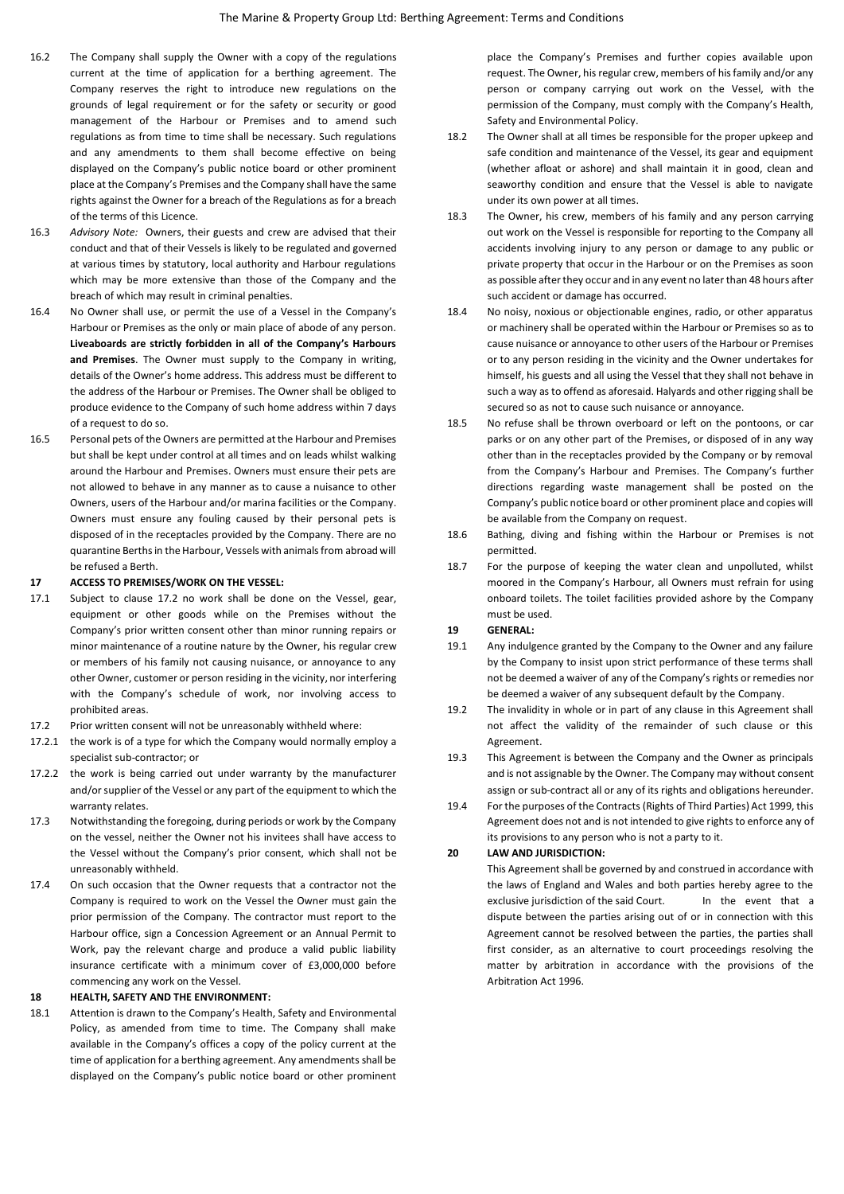16.2 The Company shall supply the Owner with a copy of the regulations current at the time of application for a berthing agreement. The Company reserves the right to introduce new regulations on the grounds of legal requirement or for the safety or security or good management of the Harbour or Premises and to amend such regulations as from time to time shall be necessary. Such regulations and any amendments to them shall become effective on being displayed on the Company's public notice board or other prominent place at the Company's Premises and the Company shall have the same rights against the Owner for a breach of the Regulations as for a breach of the terms of this Licence.

16.3 *Advisory Note:* Owners, their guests and crew are advised that their conduct and that of their Vessels is likely to be regulated and governed at various times by statutory, local authority and Harbour regulations which may be more extensive than those of the Company and the breach of which may result in criminal penalties.

16.4 No Owner shall use, or permit the use of a Vessel in the Company's Harbour or Premises as the only or main place of abode of any person. **Liveaboards are strictly forbidden in all of the Company's Harbours and Premises**. The Owner must supply to the Company in writing, details of the Owner's home address. This address must be different to the address of the Harbour or Premises. The Owner shall be obliged to produce evidence to the Company of such home address within 7 days of a request to do so.

16.5 Personal pets of the Owners are permitted at the Harbour and Premises but shall be kept under control at all times and on leads whilst walking around the Harbour and Premises. Owners must ensure their pets are not allowed to behave in any manner as to cause a nuisance to other Owners, users of the Harbour and/or marina facilities or the Company. Owners must ensure any fouling caused by their personal pets is disposed of in the receptacles provided by the Company. There are no quarantine Berths in the Harbour, Vessels with animals from abroad will be refused a Berth.

**17 ACCESS TO PREMISES/WORK ON THE VESSEL:**

17.1 Subject to clause 17.2 no work shall be done on the Vessel, gear, equipment or other goods while on the Premises without the Company's prior written consent other than minor running repairs or minor maintenance of a routine nature by the Owner, his regular crew or members of his family not causing nuisance, or annoyance to any other Owner, customer or person residing in the vicinity, nor interfering with the Company's schedule of work, nor involving access to prohibited areas.

17.2 Prior written consent will not be unreasonably withheld where:

17.2.1 the work is of a type for which the Company would normally employ a specialist sub-contractor; or

17.2.2 the work is being carried out under warranty by the manufacturer and/or supplier of the Vessel or any part of the equipment to which the warranty relates.

17.3 Notwithstanding the foregoing, during periods or work by the Company on the vessel, neither the Owner not his invitees shall have access to the Vessel without the Company's prior consent, which shall not be unreasonably withheld.

17.4 On such occasion that the Owner requests that a contractor not the Company is required to work on the Vessel the Owner must gain the prior permission of the Company. The contractor must report to the Harbour office, sign a Concession Agreement or an Annual Permit to Work, pay the relevant charge and produce a valid public liability insurance certificate with a minimum cover of £3,000,000 before commencing any work on the Vessel.

**18 HEALTH, SAFETY AND THE ENVIRONMENT:**

18.1 Attention is drawn to the Company's Health, Safety and Environmental Policy, as amended from time to time. The Company shall make available in the Company's offices a copy of the policy current at the time of application for a berthing agreement. Any amendments shall be displayed on the Company's public notice board or other prominent place the Company's Premises and further copies available upon request. The Owner, his regular crew, members of his family and/or any person or company carrying out work on the Vessel, with the permission of the Company, must comply with the Company's Health, Safety and Environmental Policy.

18.2 The Owner shall at all times be responsible for the proper upkeep and safe condition and maintenance of the Vessel, its gear and equipment (whether afloat or ashore) and shall maintain it in good, clean and seaworthy condition and ensure that the Vessel is able to navigate under its own power at all times.

18.3 The Owner, his crew, members of his family and any person carrying out work on the Vessel is responsible for reporting to the Company all accidents involving injury to any person or damage to any public or private property that occur in the Harbour or on the Premises as soon as possible after they occur and in any event no later than 48 hours after such accident or damage has occurred.

18.4 No noisy, noxious or objectionable engines, radio, or other apparatus or machinery shall be operated within the Harbour or Premises so as to cause nuisance or annoyance to other users of the Harbour or Premises or to any person residing in the vicinity and the Owner undertakes for himself, his guests and all using the Vessel that they shall not behave in such a way as to offend as aforesaid. Halyards and other rigging shall be secured so as not to cause such nuisance or annoyance.

18.5 No refuse shall be thrown overboard or left on the pontoons, or car parks or on any other part of the Premises, or disposed of in any way other than in the receptacles provided by the Company or by removal from the Company's Harbour and Premises. The Company's further directions regarding waste management shall be posted on the Company's public notice board or other prominent place and copies will be available from the Company on request.

18.6 Bathing, diving and fishing within the Harbour or Premises is not permitted.

18.7 For the purpose of keeping the water clean and unpolluted, whilst moored in the Company's Harbour, all Owners must refrain for using onboard toilets. The toilet facilities provided ashore by the Company must be used.

**19 GENERAL:**

19.1 Any indulgence granted by the Company to the Owner and any failure by the Company to insist upon strict performance of these terms shall not be deemed a waiver of any of the Company's rights or remedies nor be deemed a waiver of any subsequent default by the Company.

19.2 The invalidity in whole or in part of any clause in this Agreement shall not affect the validity of the remainder of such clause or this Agreement.

19.3 This Agreement is between the Company and the Owner as principals and is not assignable by the Owner. The Company may without consent assign or sub-contract all or any of its rights and obligations hereunder.

19.4 For the purposes of the Contracts (Rights of Third Parties) Act 1999, this Agreement does not and is not intended to give rights to enforce any of its provisions to any person who is not a party to it.

**20 LAW AND JURISDICTION:**

This Agreement shall be governed by and construed in accordance with the laws of England and Wales and both parties hereby agree to the exclusive jurisdiction of the said Court. In the event that a dispute between the parties arising out of or in connection with this Agreement cannot be resolved between the parties, the parties shall first consider, as an alternative to court proceedings resolving the matter by arbitration in accordance with the provisions of the Arbitration Act 1996.